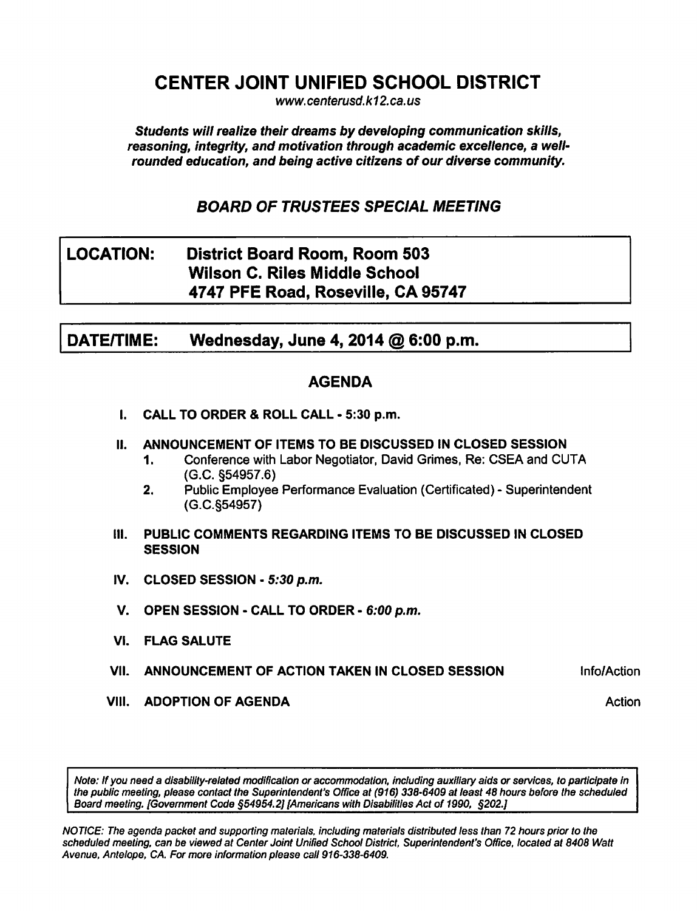# CENTER JOINT UNIFIED SCHOOL DISTRICT

*www.centerusd.k12.ca.us*

***Students will realize their dreams by developing communication skills, reasoning, integrity, and motivation through academic excellence, a well-rounded education, and being active citizens of our diverse community.***

## *BOARD OF TRUSTEES SPECIAL MEETING*

| **LOCATION:** | **District Board Room, Room 503**<br>**Wilson C. Riles Middle School**<br>**4747 PFE Road, Roseville, CA 95747** |
|---|---|

| **DATE/TIME:** | **Wednesday, June 4, 2014 @ 6:00 p.m.** |
|---|---|

## AGENDA

**I. CALL TO ORDER & ROLL CALL - 5:30 p.m.**

**II. ANNOUNCEMENT OF ITEMS TO BE DISCUSSED IN CLOSED SESSION**

1. Conference with Labor Negotiator, David Grimes, Re: CSEA and CUTA (G.C. §54957.6)
2. Public Employee Performance Evaluation (Certificated) - Superintendent (G.C.§54957)

**III. PUBLIC COMMENTS REGARDING ITEMS TO BE DISCUSSED IN CLOSED SESSION**

**IV. CLOSED SESSION - *5:30 p.m.***

**V. OPEN SESSION - CALL TO ORDER - *6:00 p.m.***

**VI. FLAG SALUTE**

**VII. ANNOUNCEMENT OF ACTION TAKEN IN CLOSED SESSION** — Info/Action

**VIII. ADOPTION OF AGENDA** — Action

*Note: If you need a disability-related modification or accommodation, including auxiliary aids or services, to participate in the public meeting, please contact the Superintendent's Office at (916) 338-6409 at least 48 hours before the scheduled Board meeting. [Government Code §54954.2] [Americans with Disabilities Act of 1990, §202.]*

*NOTICE: The agenda packet and supporting materials, including materials distributed less than 72 hours prior to the scheduled meeting, can be viewed at Center Joint Unified School District, Superintendent's Office, located at 8408 Watt Avenue, Antelope, CA. For more information please call 916-338-6409.*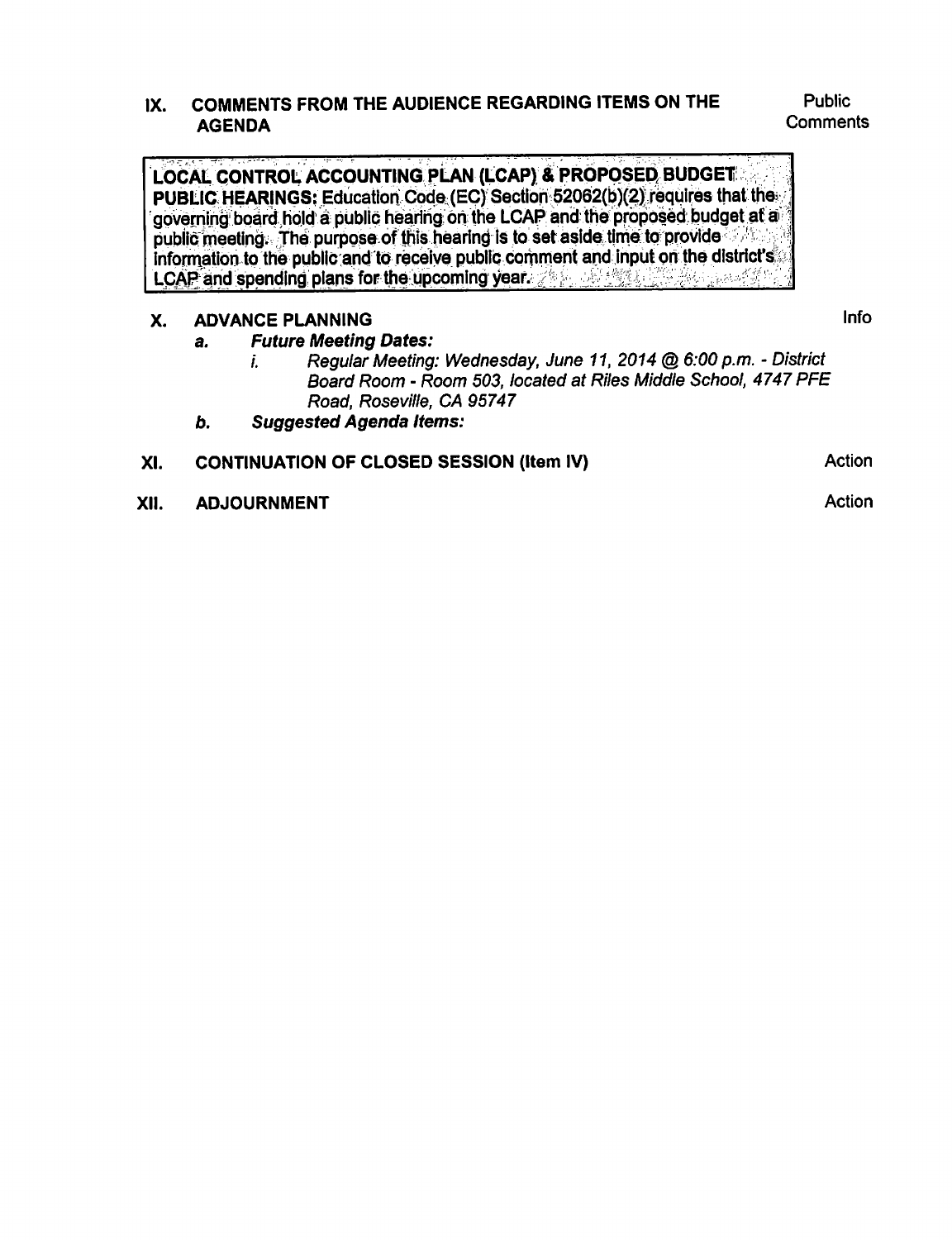## IX. COMMENTS FROM THE AUDIENCE REGARDING ITEMS ON THE AGENDA

Public Comments

> **LOCAL CONTROL ACCOUNTING PLAN (LCAP) & PROPOSED BUDGET PUBLIC HEARINGS:** Education Code (EC) Section 52062(b)(2) requires that the governing board hold a public hearing on the LCAP and the proposed budget at a public meeting. The purpose of this hearing is to set aside time to provide information to the public and to receive public comment and input on the district's LCAP and spending plans for the upcoming year.

## X. ADVANCE PLANNING

Info

- ***a. Future Meeting Dates:***
  - *i. Regular Meeting: Wednesday, June 11, 2014 @ 6:00 p.m. - District Board Room - Room 503, located at Riles Middle School, 4747 PFE Road, Roseville, CA 95747*
- ***b. Suggested Agenda Items:***

## XI. CONTINUATION OF CLOSED SESSION (Item IV)

Action

## XII. ADJOURNMENT

Action